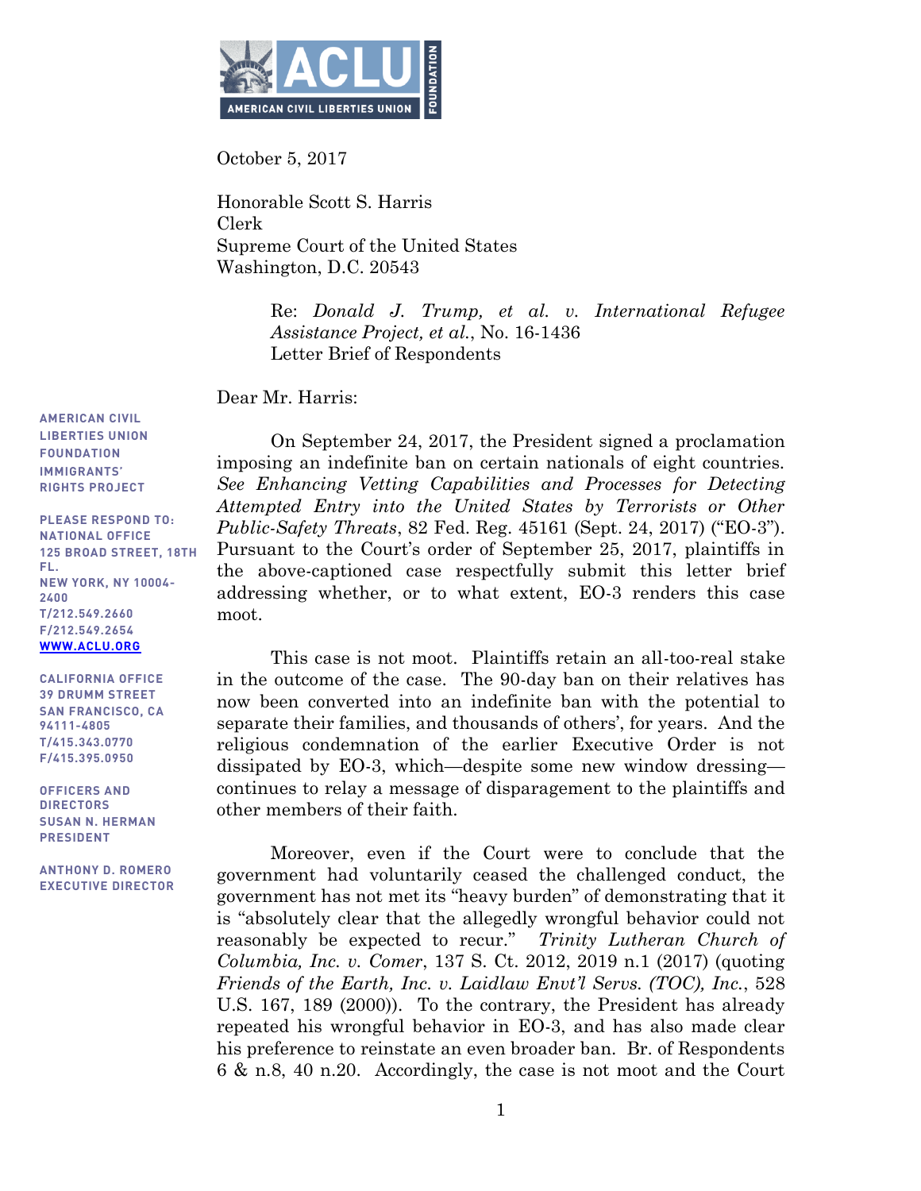AMERICAN CIVIL LIBERTIES UNION FOUNDATION

AMERICAN CIVIL LIBERTIES UNION FOUNDATION IMMIGRANTS' RIGHTS PROJECT

PLEASE RESPOND TO:
NATIONAL OFFICE
125 BROAD STREET, 18TH FL.
NEW YORK, NY 10004-2400
T/212.549.2660
F/212.549.2654
WWW.ACLU.ORG

CALIFORNIA OFFICE
39 DRUMM STREET
SAN FRANCISCO, CA 94111-4805
T/415.343.0770
F/415.395.0950

OFFICERS AND DIRECTORS
SUSAN N. HERMAN
PRESIDENT

ANTHONY D. ROMERO
EXECUTIVE DIRECTOR

October 5, 2017

Honorable Scott S. Harris
Clerk
Supreme Court of the United States
Washington, D.C. 20543

Re: *Donald J. Trump, et al. v. International Refugee Assistance Project, et al.*, No. 16-1436
Letter Brief of Respondents

Dear Mr. Harris:

On September 24, 2017, the President signed a proclamation imposing an indefinite ban on certain nationals of eight countries. *See Enhancing Vetting Capabilities and Processes for Detecting Attempted Entry into the United States by Terrorists or Other Public-Safety Threats*, 82 Fed. Reg. 45161 (Sept. 24, 2017) ("EO-3"). Pursuant to the Court's order of September 25, 2017, plaintiffs in the above-captioned case respectfully submit this letter brief addressing whether, or to what extent, EO-3 renders this case moot.

This case is not moot. Plaintiffs retain an all-too-real stake in the outcome of the case. The 90-day ban on their relatives has now been converted into an indefinite ban with the potential to separate their families, and thousands of others', for years. And the religious condemnation of the earlier Executive Order is not dissipated by EO-3, which—despite some new window dressing—continues to relay a message of disparagement to the plaintiffs and other members of their faith.

Moreover, even if the Court were to conclude that the government had voluntarily ceased the challenged conduct, the government has not met its "heavy burden" of demonstrating that it is "absolutely clear that the allegedly wrongful behavior could not reasonably be expected to recur." *Trinity Lutheran Church of Columbia, Inc. v. Comer*, 137 S. Ct. 2012, 2019 n.1 (2017) (quoting *Friends of the Earth, Inc. v. Laidlaw Envt'l Servs. (TOC), Inc.*, 528 U.S. 167, 189 (2000)). To the contrary, the President has already repeated his wrongful behavior in EO-3, and has also made clear his preference to reinstate an even broader ban. Br. of Respondents 6 & n.8, 40 n.20. Accordingly, the case is not moot and the Court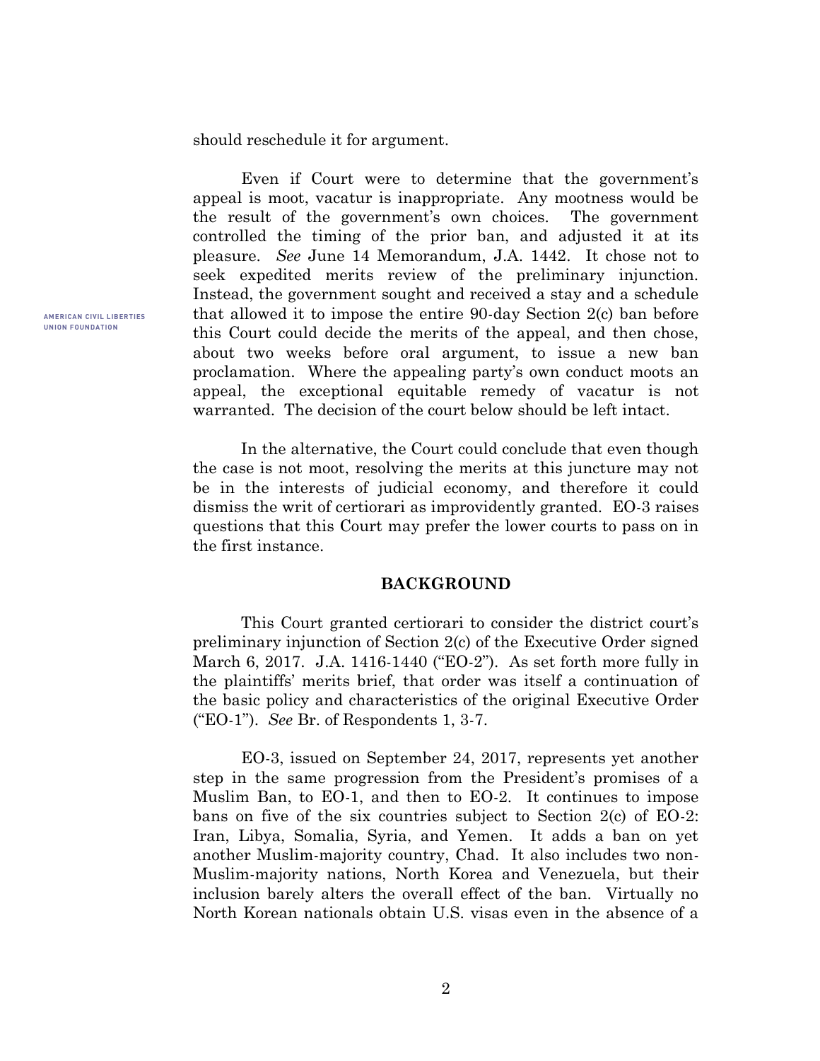should reschedule it for argument.

Even if Court were to determine that the government's appeal is moot, vacatur is inappropriate. Any mootness would be the result of the government's own choices. The government controlled the timing of the prior ban, and adjusted it at its pleasure. *See* June 14 Memorandum, J.A. 1442. It chose not to seek expedited merits review of the preliminary injunction. Instead, the government sought and received a stay and a schedule that allowed it to impose the entire 90-day Section 2(c) ban before this Court could decide the merits of the appeal, and then chose, about two weeks before oral argument, to issue a new ban proclamation. Where the appealing party's own conduct moots an appeal, the exceptional equitable remedy of vacatur is not warranted. The decision of the court below should be left intact.

In the alternative, the Court could conclude that even though the case is not moot, resolving the merits at this juncture may not be in the interests of judicial economy, and therefore it could dismiss the writ of certiorari as improvidently granted. EO-3 raises questions that this Court may prefer the lower courts to pass on in the first instance.

## BACKGROUND

This Court granted certiorari to consider the district court's preliminary injunction of Section 2(c) of the Executive Order signed March 6, 2017. J.A. 1416-1440 ("EO-2"). As set forth more fully in the plaintiffs' merits brief, that order was itself a continuation of the basic policy and characteristics of the original Executive Order ("EO-1"). *See* Br. of Respondents 1, 3-7.

EO-3, issued on September 24, 2017, represents yet another step in the same progression from the President's promises of a Muslim Ban, to EO-1, and then to EO-2. It continues to impose bans on five of the six countries subject to Section 2(c) of EO-2: Iran, Libya, Somalia, Syria, and Yemen. It adds a ban on yet another Muslim-majority country, Chad. It also includes two non-Muslim-majority nations, North Korea and Venezuela, but their inclusion barely alters the overall effect of the ban. Virtually no North Korean nationals obtain U.S. visas even in the absence of a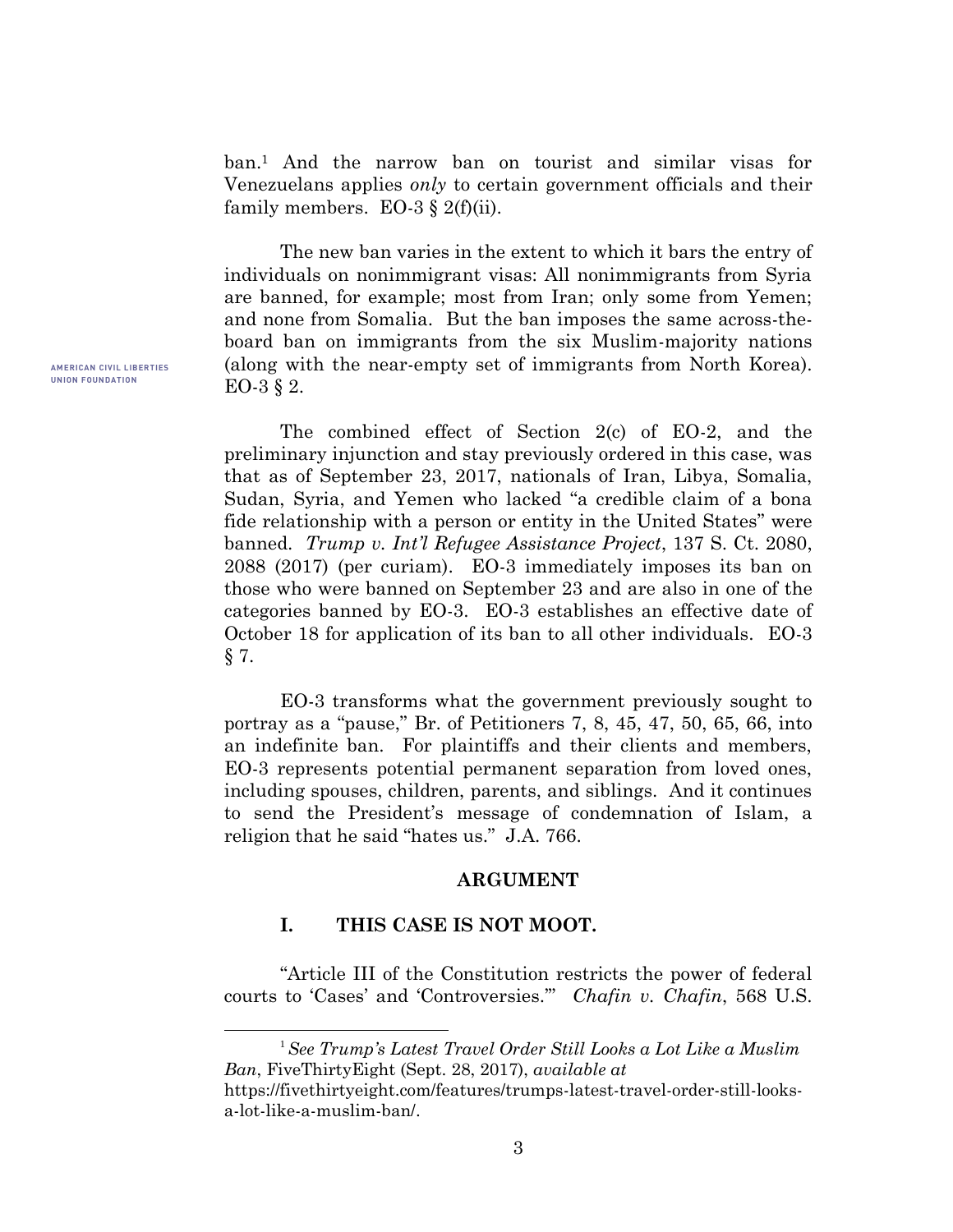ban.[1] And the narrow ban on tourist and similar visas for Venezuelans applies *only* to certain government officials and their family members. EO-3 § 2(f)(ii).

The new ban varies in the extent to which it bars the entry of individuals on nonimmigrant visas: All nonimmigrants from Syria are banned, for example; most from Iran; only some from Yemen; and none from Somalia. But the ban imposes the same across-the-board ban on immigrants from the six Muslim-majority nations (along with the near-empty set of immigrants from North Korea). EO-3 § 2.

The combined effect of Section 2(c) of EO-2, and the preliminary injunction and stay previously ordered in this case, was that as of September 23, 2017, nationals of Iran, Libya, Somalia, Sudan, Syria, and Yemen who lacked "a credible claim of a bona fide relationship with a person or entity in the United States" were banned. *Trump v. Int'l Refugee Assistance Project*, 137 S. Ct. 2080, 2088 (2017) (per curiam). EO-3 immediately imposes its ban on those who were banned on September 23 and are also in one of the categories banned by EO-3. EO-3 establishes an effective date of October 18 for application of its ban to all other individuals. EO-3 § 7.

EO-3 transforms what the government previously sought to portray as a "pause," Br. of Petitioners 7, 8, 45, 47, 50, 65, 66, into an indefinite ban. For plaintiffs and their clients and members, EO-3 represents potential permanent separation from loved ones, including spouses, children, parents, and siblings. And it continues to send the President's message of condemnation of Islam, a religion that he said "hates us." J.A. 766.

## ARGUMENT

### I. THIS CASE IS NOT MOOT.

"Article III of the Constitution restricts the power of federal courts to 'Cases' and 'Controversies.'" *Chafin v. Chafin*, 568 U.S.

---

[1] *See Trump's Latest Travel Order Still Looks a Lot Like a Muslim Ban*, FiveThirtyEight (Sept. 28, 2017), *available at* https://fivethirtyeight.com/features/trumps-latest-travel-order-still-looks-a-lot-like-a-muslim-ban/.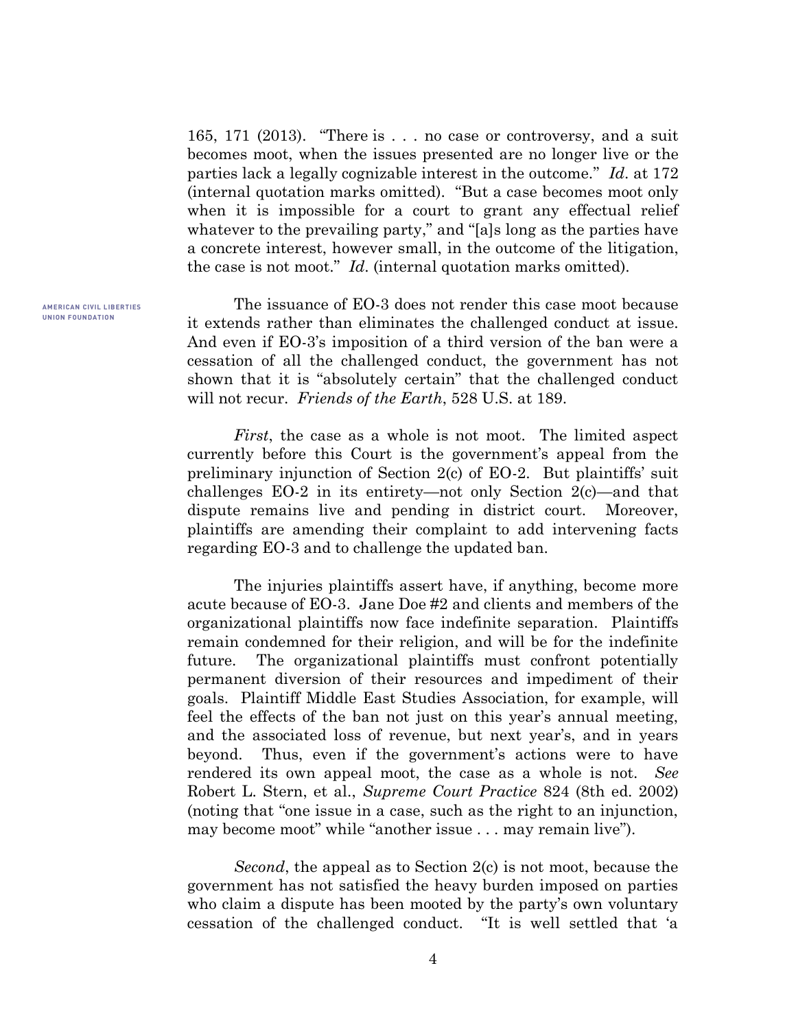165, 171 (2013). "There is . . . no case or controversy, and a suit becomes moot, when the issues presented are no longer live or the parties lack a legally cognizable interest in the outcome." *Id*. at 172 (internal quotation marks omitted). "But a case becomes moot only when it is impossible for a court to grant any effectual relief whatever to the prevailing party," and "[a]s long as the parties have a concrete interest, however small, in the outcome of the litigation, the case is not moot." *Id*. (internal quotation marks omitted).

The issuance of EO-3 does not render this case moot because it extends rather than eliminates the challenged conduct at issue. And even if EO-3's imposition of a third version of the ban were a cessation of all the challenged conduct, the government has not shown that it is "absolutely certain" that the challenged conduct will not recur. *Friends of the Earth*, 528 U.S. at 189.

*First*, the case as a whole is not moot. The limited aspect currently before this Court is the government's appeal from the preliminary injunction of Section 2(c) of EO-2. But plaintiffs' suit challenges EO-2 in its entirety—not only Section 2(c)—and that dispute remains live and pending in district court. Moreover, plaintiffs are amending their complaint to add intervening facts regarding EO-3 and to challenge the updated ban.

The injuries plaintiffs assert have, if anything, become more acute because of EO-3. Jane Doe #2 and clients and members of the organizational plaintiffs now face indefinite separation. Plaintiffs remain condemned for their religion, and will be for the indefinite future. The organizational plaintiffs must confront potentially permanent diversion of their resources and impediment of their goals. Plaintiff Middle East Studies Association, for example, will feel the effects of the ban not just on this year's annual meeting, and the associated loss of revenue, but next year's, and in years beyond. Thus, even if the government's actions were to have rendered its own appeal moot, the case as a whole is not. *See* Robert L. Stern, et al., *Supreme Court Practice* 824 (8th ed. 2002) (noting that "one issue in a case, such as the right to an injunction, may become moot" while "another issue . . . may remain live").

*Second*, the appeal as to Section 2(c) is not moot, because the government has not satisfied the heavy burden imposed on parties who claim a dispute has been mooted by the party's own voluntary cessation of the challenged conduct. "It is well settled that 'a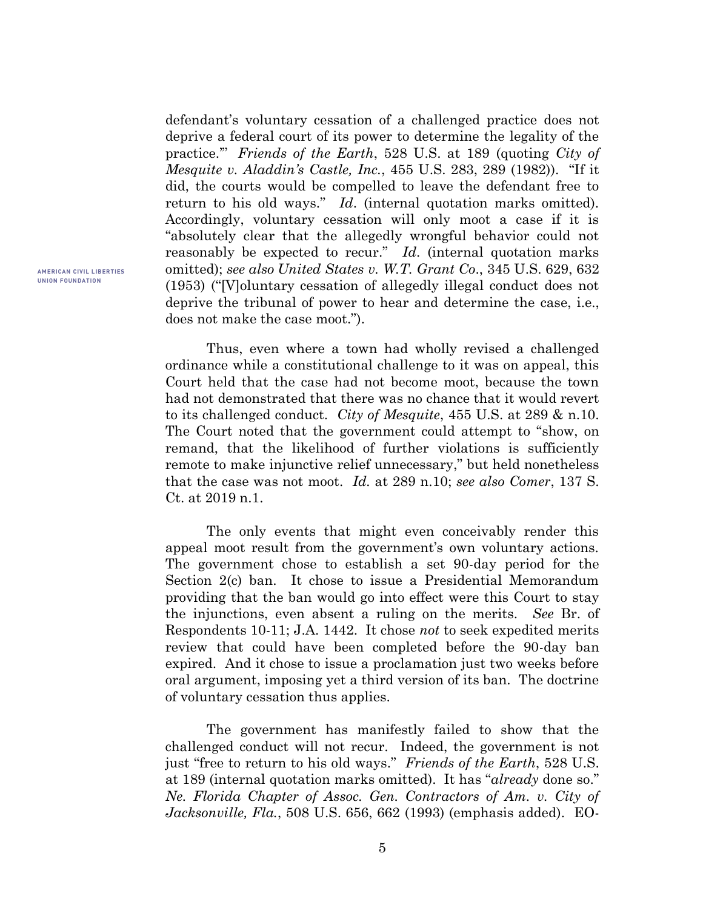defendant's voluntary cessation of a challenged practice does not deprive a federal court of its power to determine the legality of the practice.'" *Friends of the Earth*, 528 U.S. at 189 (quoting *City of Mesquite v. Aladdin's Castle, Inc.*, 455 U.S. 283, 289 (1982)). "If it did, the courts would be compelled to leave the defendant free to return to his old ways." *Id*. (internal quotation marks omitted). Accordingly, voluntary cessation will only moot a case if it is "absolutely clear that the allegedly wrongful behavior could not reasonably be expected to recur." *Id*. (internal quotation marks omitted); *see also United States v. W.T. Grant Co*., 345 U.S. 629, 632 (1953) ("[V]oluntary cessation of allegedly illegal conduct does not deprive the tribunal of power to hear and determine the case, i.e., does not make the case moot.").

Thus, even where a town had wholly revised a challenged ordinance while a constitutional challenge to it was on appeal, this Court held that the case had not become moot, because the town had not demonstrated that there was no chance that it would revert to its challenged conduct. *City of Mesquite*, 455 U.S. at 289 & n.10. The Court noted that the government could attempt to "show, on remand, that the likelihood of further violations is sufficiently remote to make injunctive relief unnecessary," but held nonetheless that the case was not moot. *Id*. at 289 n.10; *see also Comer*, 137 S. Ct. at 2019 n.1.

The only events that might even conceivably render this appeal moot result from the government's own voluntary actions. The government chose to establish a set 90-day period for the Section 2(c) ban. It chose to issue a Presidential Memorandum providing that the ban would go into effect were this Court to stay the injunctions, even absent a ruling on the merits. *See* Br. of Respondents 10-11; J.A. 1442. It chose *not* to seek expedited merits review that could have been completed before the 90-day ban expired. And it chose to issue a proclamation just two weeks before oral argument, imposing yet a third version of its ban. The doctrine of voluntary cessation thus applies.

The government has manifestly failed to show that the challenged conduct will not recur. Indeed, the government is not just "free to return to his old ways." *Friends of the Earth*, 528 U.S. at 189 (internal quotation marks omitted). It has "*already* done so." *Ne. Florida Chapter of Assoc. Gen. Contractors of Am. v. City of Jacksonville, Fla.*, 508 U.S. 656, 662 (1993) (emphasis added). EO-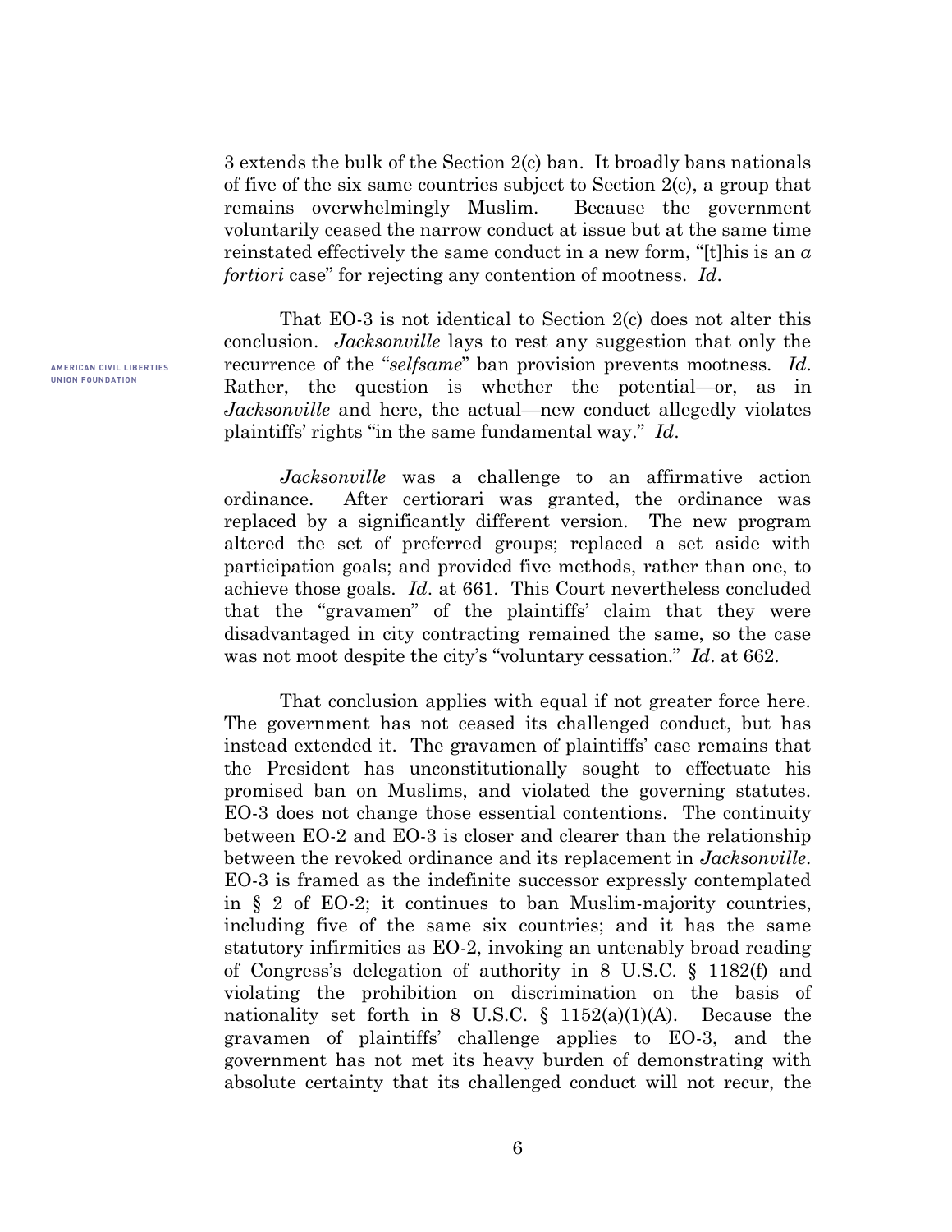3 extends the bulk of the Section 2(c) ban. It broadly bans nationals of five of the six same countries subject to Section 2(c), a group that remains overwhelmingly Muslim. Because the government voluntarily ceased the narrow conduct at issue but at the same time reinstated effectively the same conduct in a new form, "[t]his is an *a fortiori* case" for rejecting any contention of mootness. *Id*.

That EO-3 is not identical to Section 2(c) does not alter this conclusion. *Jacksonville* lays to rest any suggestion that only the recurrence of the "*selfsame*" ban provision prevents mootness. *Id*. Rather, the question is whether the potential—or, as in *Jacksonville* and here, the actual—new conduct allegedly violates plaintiffs' rights "in the same fundamental way." *Id*.

*Jacksonville* was a challenge to an affirmative action ordinance. After certiorari was granted, the ordinance was replaced by a significantly different version. The new program altered the set of preferred groups; replaced a set aside with participation goals; and provided five methods, rather than one, to achieve those goals. *Id*. at 661. This Court nevertheless concluded that the "gravamen" of the plaintiffs' claim that they were disadvantaged in city contracting remained the same, so the case was not moot despite the city's "voluntary cessation." *Id*. at 662.

That conclusion applies with equal if not greater force here. The government has not ceased its challenged conduct, but has instead extended it. The gravamen of plaintiffs' case remains that the President has unconstitutionally sought to effectuate his promised ban on Muslims, and violated the governing statutes. EO-3 does not change those essential contentions. The continuity between EO-2 and EO-3 is closer and clearer than the relationship between the revoked ordinance and its replacement in *Jacksonville*. EO-3 is framed as the indefinite successor expressly contemplated in § 2 of EO-2; it continues to ban Muslim-majority countries, including five of the same six countries; and it has the same statutory infirmities as EO-2, invoking an untenably broad reading of Congress's delegation of authority in 8 U.S.C. § 1182(f) and violating the prohibition on discrimination on the basis of nationality set forth in 8 U.S.C. § 1152(a)(1)(A). Because the gravamen of plaintiffs' challenge applies to EO-3, and the government has not met its heavy burden of demonstrating with absolute certainty that its challenged conduct will not recur, the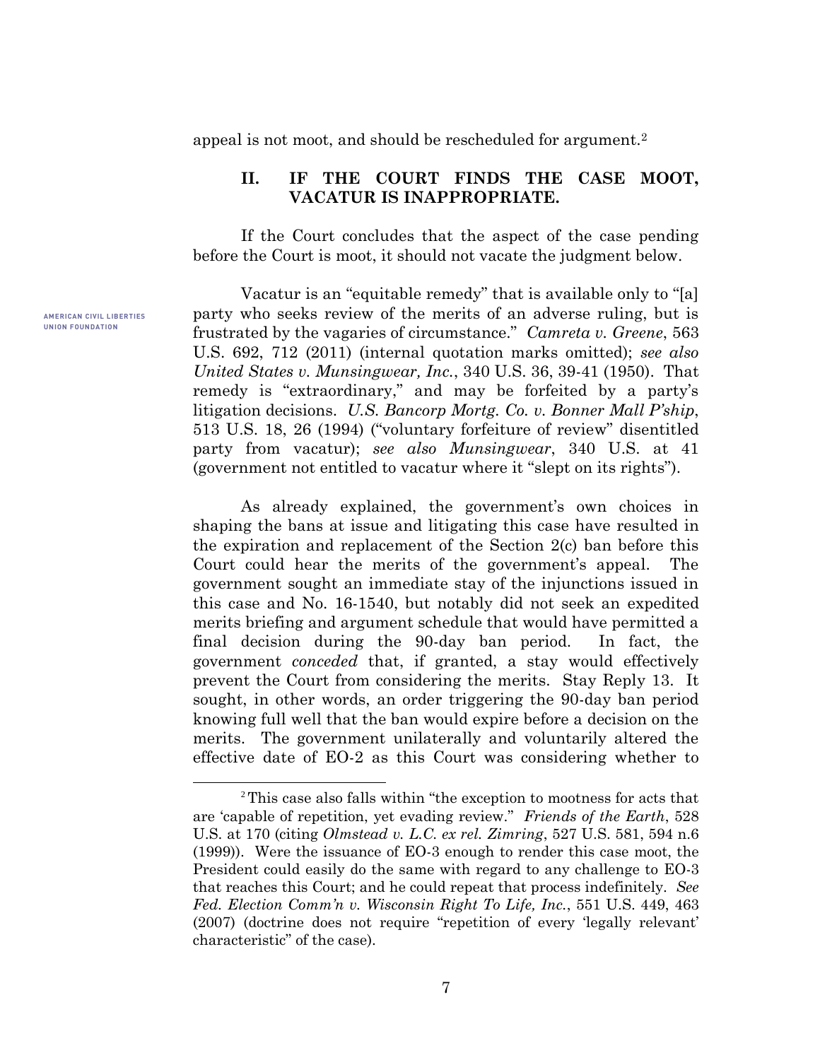appeal is not moot, and should be rescheduled for argument.[2]

## II. IF THE COURT FINDS THE CASE MOOT, VACATUR IS INAPPROPRIATE.

If the Court concludes that the aspect of the case pending before the Court is moot, it should not vacate the judgment below.

Vacatur is an "equitable remedy" that is available only to "[a] party who seeks review of the merits of an adverse ruling, but is frustrated by the vagaries of circumstance." *Camreta v. Greene*, 563 U.S. 692, 712 (2011) (internal quotation marks omitted); *see also United States v. Munsingwear, Inc.*, 340 U.S. 36, 39-41 (1950). That remedy is "extraordinary," and may be forfeited by a party's litigation decisions. *U.S. Bancorp Mortg. Co. v. Bonner Mall P'ship*, 513 U.S. 18, 26 (1994) ("voluntary forfeiture of review" disentitled party from vacatur); *see also Munsingwear*, 340 U.S. at 41 (government not entitled to vacatur where it "slept on its rights").

As already explained, the government's own choices in shaping the bans at issue and litigating this case have resulted in the expiration and replacement of the Section 2(c) ban before this Court could hear the merits of the government's appeal. The government sought an immediate stay of the injunctions issued in this case and No. 16-1540, but notably did not seek an expedited merits briefing and argument schedule that would have permitted a final decision during the 90-day ban period. In fact, the government *conceded* that, if granted, a stay would effectively prevent the Court from considering the merits. Stay Reply 13. It sought, in other words, an order triggering the 90-day ban period knowing full well that the ban would expire before a decision on the merits. The government unilaterally and voluntarily altered the effective date of EO-2 as this Court was considering whether to

---

[2] This case also falls within "the exception to mootness for acts that are 'capable of repetition, yet evading review.'" *Friends of the Earth*, 528 U.S. at 170 (citing *Olmstead v. L.C. ex rel. Zimring*, 527 U.S. 581, 594 n.6 (1999)). Were the issuance of EO-3 enough to render this case moot, the President could easily do the same with regard to any challenge to EO-3 that reaches this Court; and he could repeat that process indefinitely. *See Fed. Election Comm'n v. Wisconsin Right To Life, Inc.*, 551 U.S. 449, 463 (2007) (doctrine does not require "repetition of every 'legally relevant' characteristic" of the case).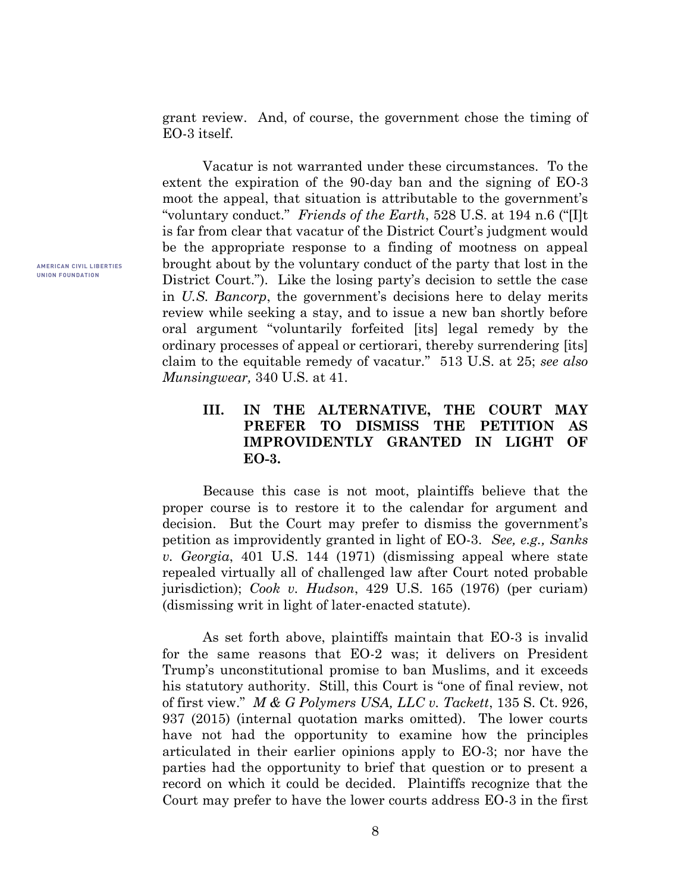grant review. And, of course, the government chose the timing of EO-3 itself.

Vacatur is not warranted under these circumstances. To the extent the expiration of the 90-day ban and the signing of EO-3 moot the appeal, that situation is attributable to the government's "voluntary conduct." *Friends of the Earth*, 528 U.S. at 194 n.6 ("[I]t is far from clear that vacatur of the District Court's judgment would be the appropriate response to a finding of mootness on appeal brought about by the voluntary conduct of the party that lost in the District Court."). Like the losing party's decision to settle the case in *U.S. Bancorp*, the government's decisions here to delay merits review while seeking a stay, and to issue a new ban shortly before oral argument "voluntarily forfeited [its] legal remedy by the ordinary processes of appeal or certiorari, thereby surrendering [its] claim to the equitable remedy of vacatur." 513 U.S. at 25; *see also Munsingwear,* 340 U.S. at 41.

## III. IN THE ALTERNATIVE, THE COURT MAY PREFER TO DISMISS THE PETITION AS IMPROVIDENTLY GRANTED IN LIGHT OF EO-3.

Because this case is not moot, plaintiffs believe that the proper course is to restore it to the calendar for argument and decision. But the Court may prefer to dismiss the government's petition as improvidently granted in light of EO-3. *See, e.g., Sanks v. Georgia*, 401 U.S. 144 (1971) (dismissing appeal where state repealed virtually all of challenged law after Court noted probable jurisdiction); *Cook v. Hudson*, 429 U.S. 165 (1976) (per curiam) (dismissing writ in light of later-enacted statute).

As set forth above, plaintiffs maintain that EO-3 is invalid for the same reasons that EO-2 was; it delivers on President Trump's unconstitutional promise to ban Muslims, and it exceeds his statutory authority. Still, this Court is "one of final review, not of first view." *M & G Polymers USA, LLC v. Tackett*, 135 S. Ct. 926, 937 (2015) (internal quotation marks omitted). The lower courts have not had the opportunity to examine how the principles articulated in their earlier opinions apply to EO-3; nor have the parties had the opportunity to brief that question or to present a record on which it could be decided. Plaintiffs recognize that the Court may prefer to have the lower courts address EO-3 in the first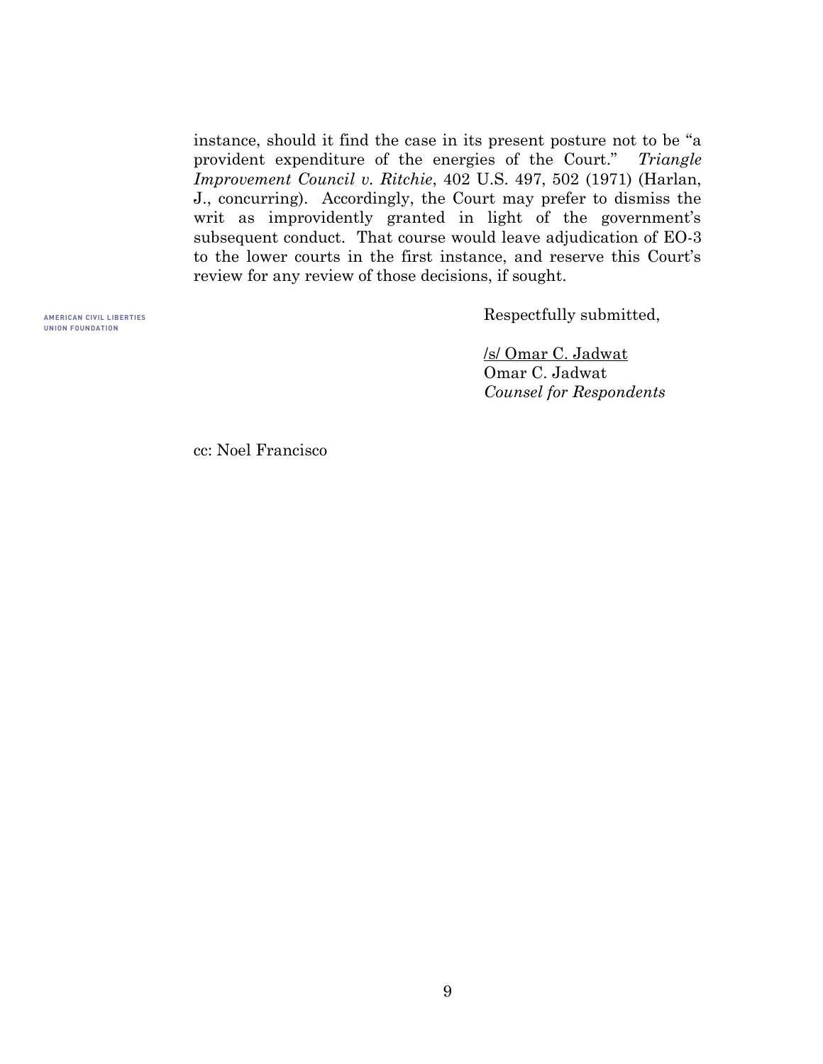instance, should it find the case in its present posture not to be "a provident expenditure of the energies of the Court." *Triangle Improvement Council v. Ritchie*, 402 U.S. 497, 502 (1971) (Harlan, J., concurring). Accordingly, the Court may prefer to dismiss the writ as improvidently granted in light of the government's subsequent conduct. That course would leave adjudication of EO-3 to the lower courts in the first instance, and reserve this Court's review for any review of those decisions, if sought.

AMERICAN CIVIL LIBERTIES UNION FOUNDATION

Respectfully submitted,

/s/ Omar C. Jadwat
Omar C. Jadwat
*Counsel for Respondents*

cc: Noel Francisco